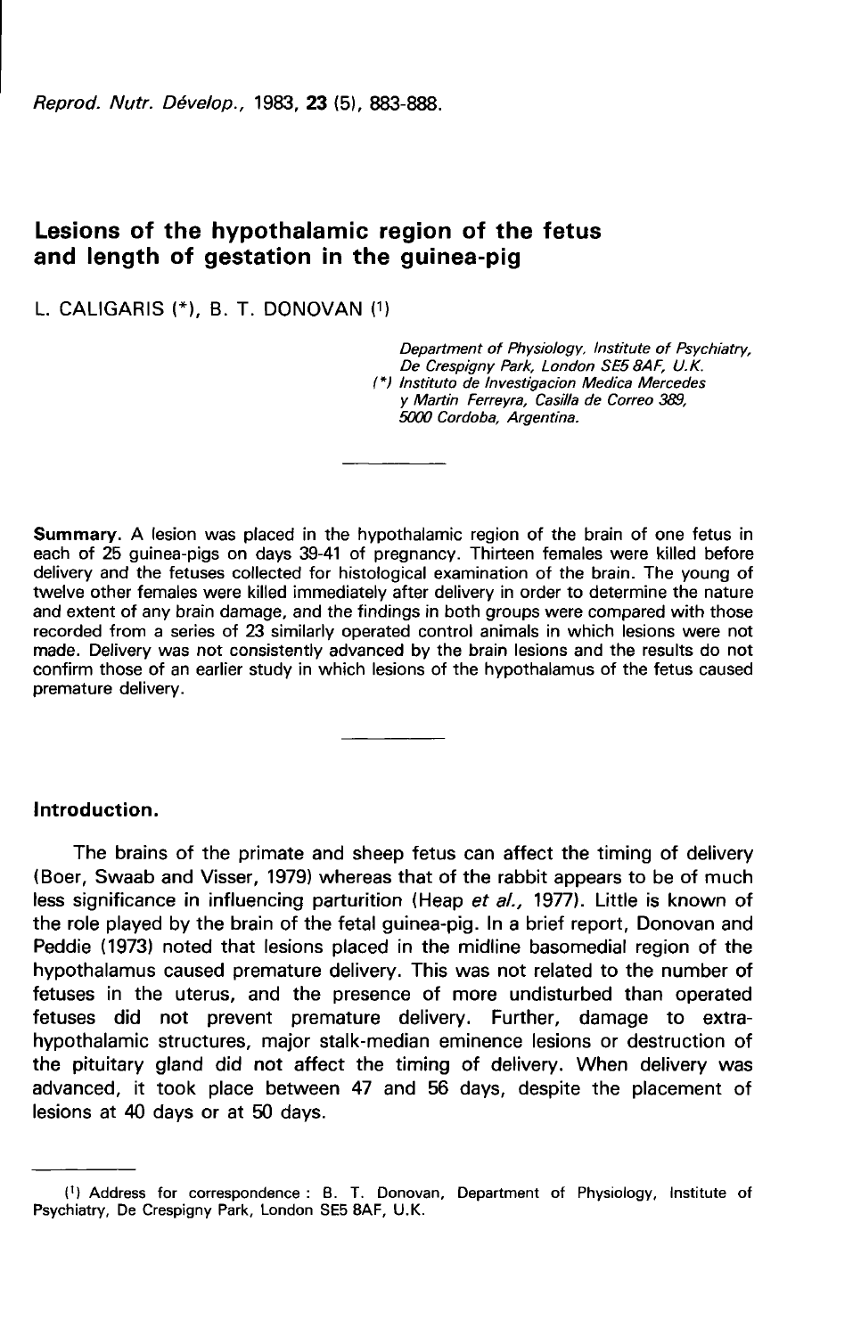# Lesions of the hypothalamic region of the fetus and length of gestation in the guinea-pig

L. CALIGARIS (*), B. T. DONOVAN [1]

*Department of Physiology, Institute of Psychiatry, De Crespigny Park, London SE5 8AF, U.K.*
*(*) Instituto de Investigacion Medica Mercedes y Martin Ferreyra, Casilla de Correo 389, 5000 Cordoba, Argentina.*

---

**Summary.** A lesion was placed in the hypothalamic region of the brain of one fetus in each of 25 guinea-pigs on days 39-41 of pregnancy. Thirteen females were killed before delivery and the fetuses collected for histological examination of the brain. The young of twelve other females were killed immediately after delivery in order to determine the nature and extent of any brain damage, and the findings in both groups were compared with those recorded from a series of 23 similarly operated control animals in which lesions were not made. Delivery was not consistently advanced by the brain lesions and the results do not confirm those of an earlier study in which lesions of the hypothalamus of the fetus caused premature delivery.

---

## Introduction.

The brains of the primate and sheep fetus can affect the timing of delivery (Boer, Swaab and Visser, 1979) whereas that of the rabbit appears to be of much less significance in influencing parturition (Heap *et al.*, 1977). Little is known of the role played by the brain of the fetal guinea-pig. In a brief report, Donovan and Peddie (1973) noted that lesions placed in the midline basomedial region of the hypothalamus caused premature delivery. This was not related to the number of fetuses in the uterus, and the presence of more undisturbed than operated fetuses did not prevent premature delivery. Further, damage to extra-hypothalamic structures, major stalk-median eminence lesions or destruction of the pituitary gland did not affect the timing of delivery. When delivery was advanced, it took place between 47 and 56 days, despite the placement of lesions at 40 days or at 50 days.

---

[1] Address for correspondence : B. T. Donovan, Department of Physiology, Institute of Psychiatry, De Crespigny Park, London SE5 8AF, U.K.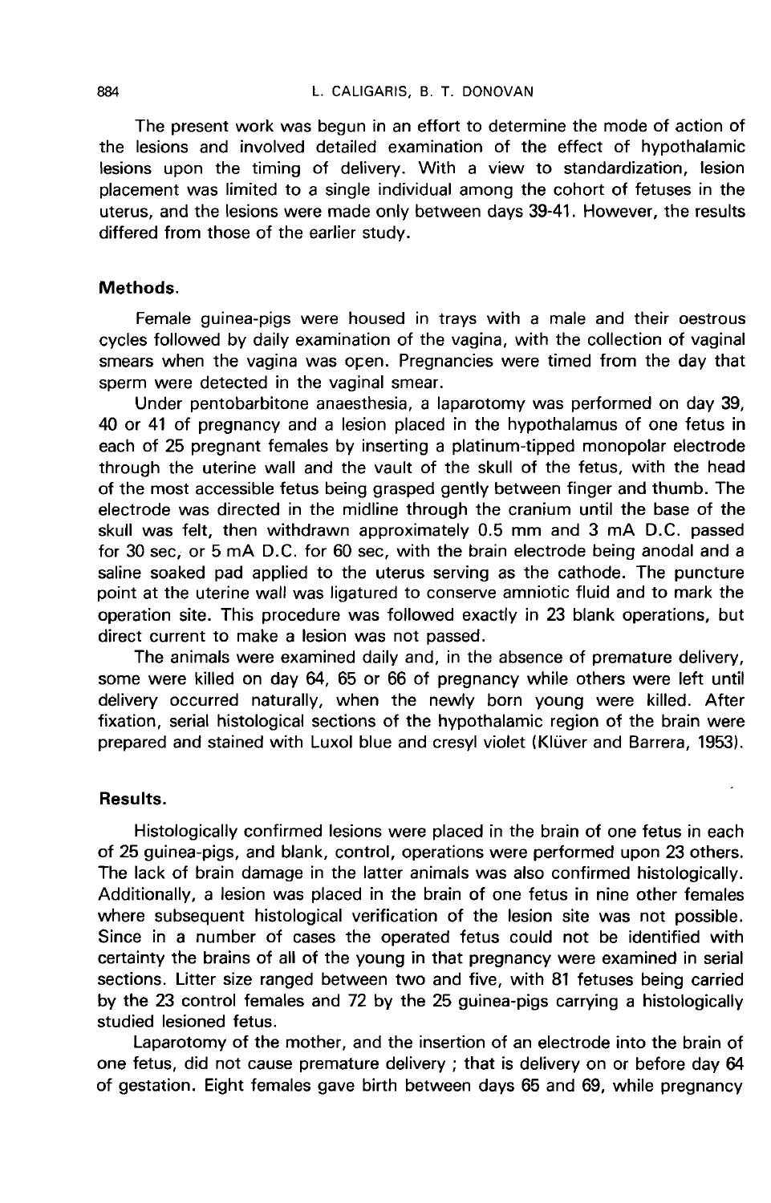The present work was begun in an effort to determine the mode of action of the lesions and involved detailed examination of the effect of hypothalamic lesions upon the timing of delivery. With a view to standardization, lesion placement was limited to a single individual among the cohort of fetuses in the uterus, and the lesions were made only between days 39-41. However, the results differed from those of the earlier study.

## Methods.

Female guinea-pigs were housed in trays with a male and their oestrous cycles followed by daily examination of the vagina, with the collection of vaginal smears when the vagina was open. Pregnancies were timed from the day that sperm were detected in the vaginal smear.

Under pentobarbitone anaesthesia, a laparotomy was performed on day 39, 40 or 41 of pregnancy and a lesion placed in the hypothalamus of one fetus in each of 25 pregnant females by inserting a platinum-tipped monopolar electrode through the uterine wall and the vault of the skull of the fetus, with the head of the most accessible fetus being grasped gently between finger and thumb. The electrode was directed in the midline through the cranium until the base of the skull was felt, then withdrawn approximately 0.5 mm and 3 mA D.C. passed for 30 sec, or 5 mA D.C. for 60 sec, with the brain electrode being anodal and a saline soaked pad applied to the uterus serving as the cathode. The puncture point at the uterine wall was ligatured to conserve amniotic fluid and to mark the operation site. This procedure was followed exactly in 23 blank operations, but direct current to make a lesion was not passed.

The animals were examined daily and, in the absence of premature delivery, some were killed on day 64, 65 or 66 of pregnancy while others were left until delivery occurred naturally, when the newly born young were killed. After fixation, serial histological sections of the hypothalamic region of the brain were prepared and stained with Luxol blue and cresyl violet (Klüver and Barrera, 1953).

## Results.

Histologically confirmed lesions were placed in the brain of one fetus in each of 25 guinea-pigs, and blank, control, operations were performed upon 23 others. The lack of brain damage in the latter animals was also confirmed histologically. Additionally, a lesion was placed in the brain of one fetus in nine other females where subsequent histological verification of the lesion site was not possible. Since in a number of cases the operated fetus could not be identified with certainty the brains of all of the young in that pregnancy were examined in serial sections. Litter size ranged between two and five, with 81 fetuses being carried by the 23 control females and 72 by the 25 guinea-pigs carrying a histologically studied lesioned fetus.

Laparotomy of the mother, and the insertion of an electrode into the brain of one fetus, did not cause premature delivery ; that is delivery on or before day 64 of gestation. Eight females gave birth between days 65 and 69, while pregnancy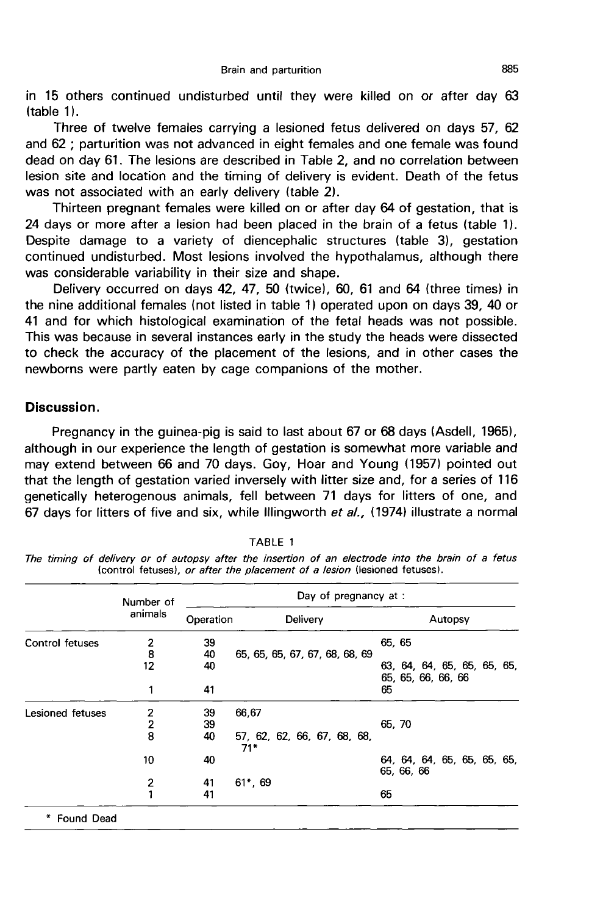in 15 others continued undisturbed until they were killed on or after day 63 (table 1).

Three of twelve females carrying a lesioned fetus delivered on days 57, 62 and 62 ; parturition was not advanced in eight females and one female was found dead on day 61. The lesions are described in Table 2, and no correlation between lesion site and location and the timing of delivery is evident. Death of the fetus was not associated with an early delivery (table 2).

Thirteen pregnant females were killed on or after day 64 of gestation, that is 24 days or more after a lesion had been placed in the brain of a fetus (table 1). Despite damage to a variety of diencephalic structures (table 3), gestation continued undisturbed. Most lesions involved the hypothalamus, although there was considerable variability in their size and shape.

Delivery occurred on days 42, 47, 50 (twice), 60, 61 and 64 (three times) in the nine additional females (not listed in table 1) operated upon on days 39, 40 or 41 and for which histological examination of the fetal heads was not possible. This was because in several instances early in the study the heads were dissected to check the accuracy of the placement of the lesions, and in other cases the newborns were partly eaten by cage companions of the mother.

## Discussion.

Pregnancy in the guinea-pig is said to last about 67 or 68 days (Asdell, 1965), although in our experience the length of gestation is somewhat more variable and may extend between 66 and 70 days. Goy, Hoar and Young (1957) pointed out that the length of gestation varied inversely with litter size and, for a series of 116 genetically heterogenous animals, fell between 71 days for litters of one, and 67 days for litters of five and six, while Illingworth *et al.*, (1974) illustrate a normal

TABLE 1

*The timing of delivery or of autopsy after the insertion of an electrode into the brain of a fetus* (control fetuses), *or after the placement of a lesion* (lesioned fetuses).

| | Number of animals | Day of pregnancy at : | | |
|---|---|---|---|---|
| | | Operation | Delivery | Autopsy |
| Control fetuses | 2 | 39 | | 65, 65 |
| | 8 | 40 | 65, 65, 65, 67, 67, 68, 68, 69 | |
| | 12 | 40 | | 63, 64, 64, 65, 65, 65, 65, 65, 66, 66, 66 |
| | 1 | 41 | | 65 |
| Lesioned fetuses | 2 | 39 | 66,67 | |
| | 2 | 39 | | 65, 70 |
| | 8 | 40 | 57, 62, 62, 66, 67, 68, 68, 71* | |
| | 10 | 40 | | 64, 64, 64, 65, 65, 65, 65, 66, 66 |
| | 2 | 41 | 61*, 69 | |
| | 1 | 41 | | 65 |

\* Found Dead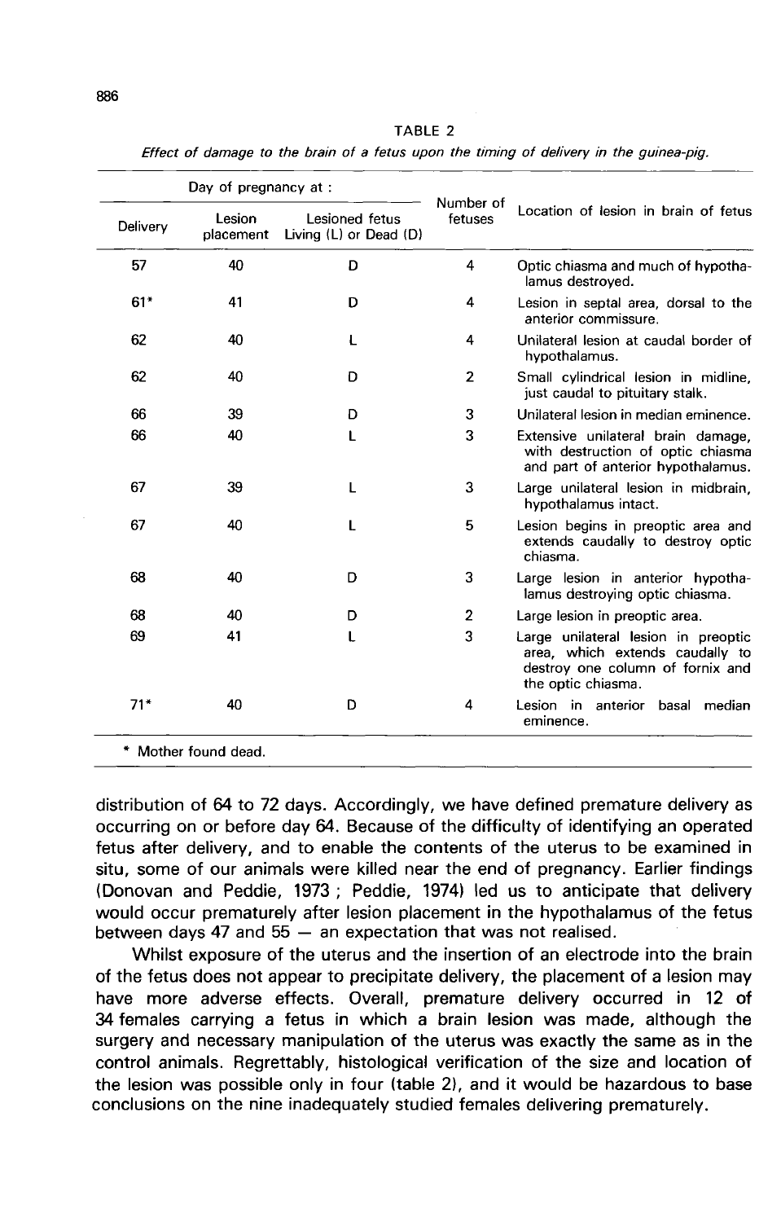TABLE 2

*Effect of damage to the brain of a fetus upon the timing of delivery in the guinea-pig.*

| Day of pregnancy at : | | | Number of fetuses | Location of lesion in brain of fetus |
|---|---|---|---|---|
| Delivery | Lesion placement | Lesioned fetus Living (L) or Dead (D) | | |
| 57 | 40 | D | 4 | Optic chiasma and much of hypothalamus destroyed. |
| 61* | 41 | D | 4 | Lesion in septal area, dorsal to the anterior commissure. |
| 62 | 40 | L | 4 | Unilateral lesion at caudal border of hypothalamus. |
| 62 | 40 | D | 2 | Small cylindrical lesion in midline, just caudal to pituitary stalk. |
| 66 | 39 | D | 3 | Unilateral lesion in median eminence. |
| 66 | 40 | L | 3 | Extensive unilateral brain damage, with destruction of optic chiasma and part of anterior hypothalamus. |
| 67 | 39 | L | 3 | Large unilateral lesion in midbrain, hypothalamus intact. |
| 67 | 40 | L | 5 | Lesion begins in preoptic area and extends caudally to destroy optic chiasma. |
| 68 | 40 | D | 3 | Large lesion in anterior hypothalamus destroying optic chiasma. |
| 68 | 40 | D | 2 | Large lesion in preoptic area. |
| 69 | 41 | L | 3 | Large unilateral lesion in preoptic area, which extends caudally to destroy one column of fornix and the optic chiasma. |
| 71* | 40 | D | 4 | Lesion in anterior basal median eminence. |

\* Mother found dead.

distribution of 64 to 72 days. Accordingly, we have defined premature delivery as occurring on or before day 64. Because of the difficulty of identifying an operated fetus after delivery, and to enable the contents of the uterus to be examined in situ, some of our animals were killed near the end of pregnancy. Earlier findings (Donovan and Peddie, 1973 ; Peddie, 1974) led us to anticipate that delivery would occur prematurely after lesion placement in the hypothalamus of the fetus between days 47 and 55 — an expectation that was not realised.

Whilst exposure of the uterus and the insertion of an electrode into the brain of the fetus does not appear to precipitate delivery, the placement of a lesion may have more adverse effects. Overall, premature delivery occurred in 12 of 34 females carrying a fetus in which a brain lesion was made, although the surgery and necessary manipulation of the uterus was exactly the same as in the control animals. Regrettably, histological verification of the size and location of the lesion was possible only in four (table 2), and it would be hazardous to base conclusions on the nine inadequately studied females delivering prematurely.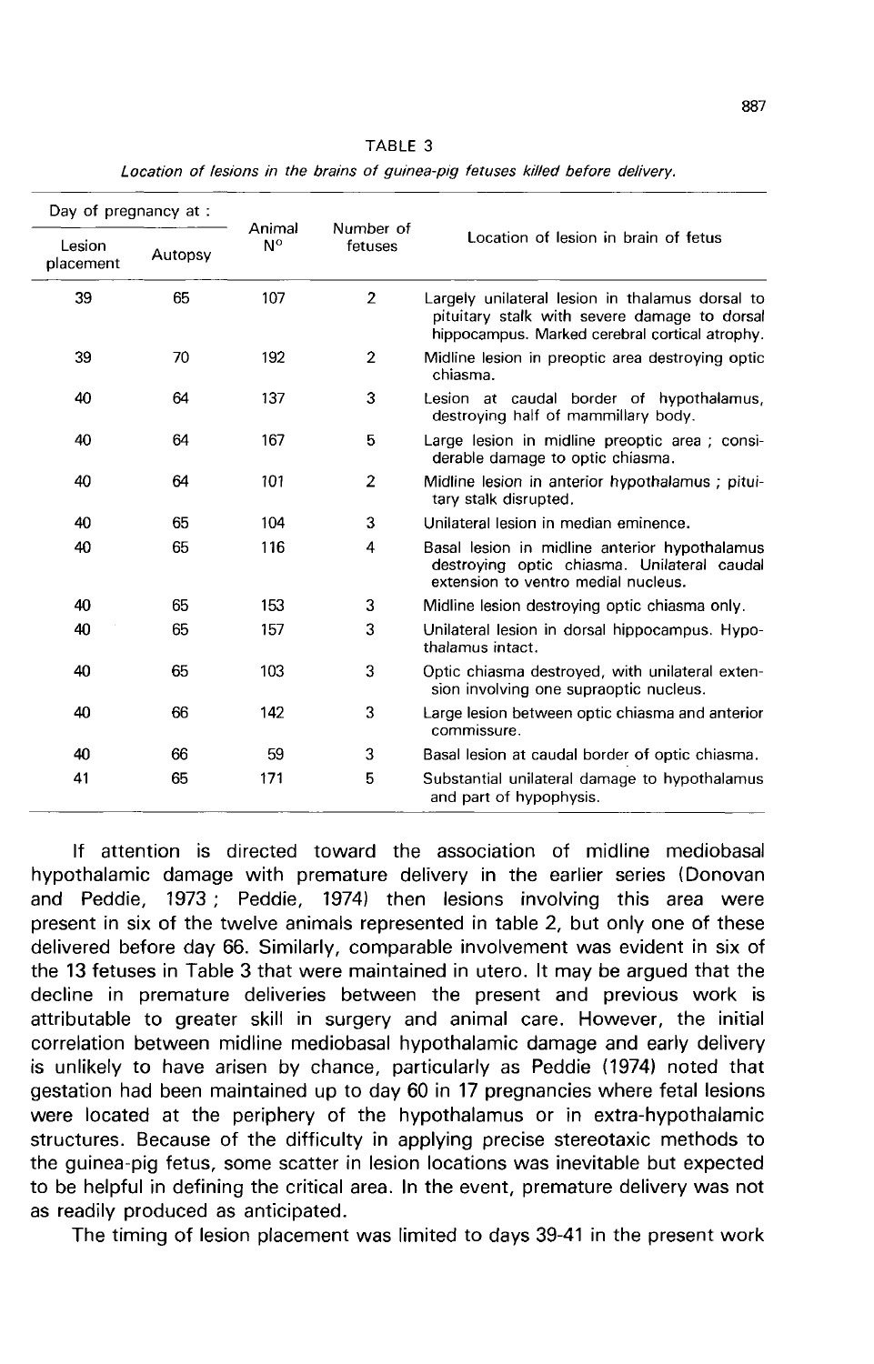TABLE 3

*Location of lesions in the brains of guinea-pig fetuses killed before delivery.*

| Day of pregnancy at : | | Animal N° | Number of fetuses | Location of lesion in brain of fetus |
|---|---|---|---|---|
| Lesion placement | Autopsy | | | |
| 39 | 65 | 107 | 2 | Largely unilateral lesion in thalamus dorsal to pituitary stalk with severe damage to dorsal hippocampus. Marked cerebral cortical atrophy. |
| 39 | 70 | 192 | 2 | Midline lesion in preoptic area destroying optic chiasma. |
| 40 | 64 | 137 | 3 | Lesion at caudal border of hypothalamus, destroying half of mammillary body. |
| 40 | 64 | 167 | 5 | Large lesion in midline preoptic area ; considerable damage to optic chiasma. |
| 40 | 64 | 101 | 2 | Midline lesion in anterior hypothalamus ; pituitary stalk disrupted. |
| 40 | 65 | 104 | 3 | Unilateral lesion in median eminence. |
| 40 | 65 | 116 | 4 | Basal lesion in midline anterior hypothalamus destroying optic chiasma. Unilateral caudal extension to ventro medial nucleus. |
| 40 | 65 | 153 | 3 | Midline lesion destroying optic chiasma only. |
| 40 | 65 | 157 | 3 | Unilateral lesion in dorsal hippocampus. Hypothalamus intact. |
| 40 | 65 | 103 | 3 | Optic chiasma destroyed, with unilateral extension involving one supraoptic nucleus. |
| 40 | 66 | 142 | 3 | Large lesion between optic chiasma and anterior commissure. |
| 40 | 66 | 59 | 3 | Basal lesion at caudal border of optic chiasma. |
| 41 | 65 | 171 | 5 | Substantial unilateral damage to hypothalamus and part of hypophysis. |

If attention is directed toward the association of midline mediobasal hypothalamic damage with premature delivery in the earlier series (Donovan and Peddie, 1973 ; Peddie, 1974) then lesions involving this area were present in six of the twelve animals represented in table 2, but only one of these delivered before day 66. Similarly, comparable involvement was evident in six of the 13 fetuses in Table 3 that were maintained in utero. It may be argued that the decline in premature deliveries between the present and previous work is attributable to greater skill in surgery and animal care. However, the initial correlation between midline mediobasal hypothalamic damage and early delivery is unlikely to have arisen by chance, particularly as Peddie (1974) noted that gestation had been maintained up to day 60 in 17 pregnancies where fetal lesions were located at the periphery of the hypothalamus or in extra-hypothalamic structures. Because of the difficulty in applying precise stereotaxic methods to the guinea-pig fetus, some scatter in lesion locations was inevitable but expected to be helpful in defining the critical area. In the event, premature delivery was not as readily produced as anticipated.

The timing of lesion placement was limited to days 39-41 in the present work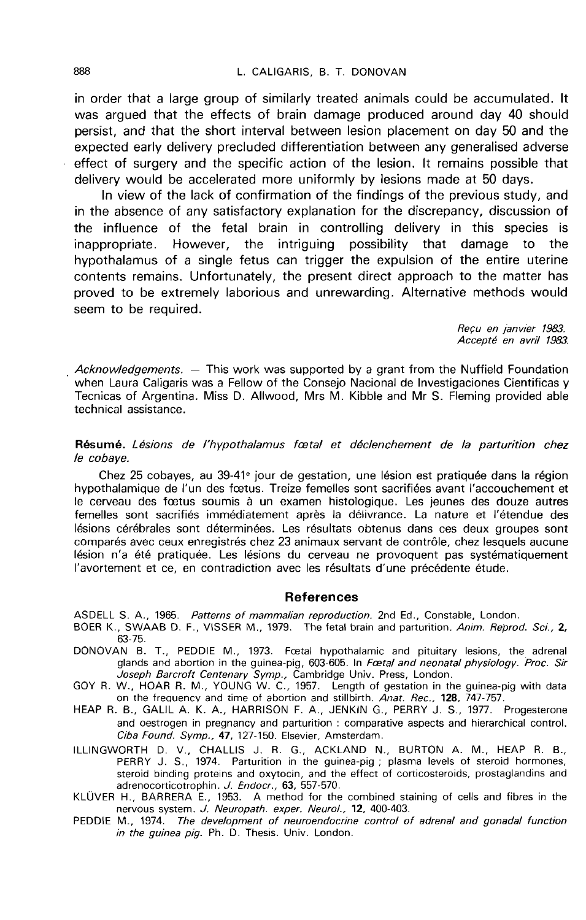in order that a large group of similarly treated animals could be accumulated. It was argued that the effects of brain damage produced around day 40 should persist, and that the short interval between lesion placement on day 50 and the expected early delivery precluded differentiation between any generalised adverse effect of surgery and the specific action of the lesion. It remains possible that delivery would be accelerated more uniformly by lesions made at 50 days.

In view of the lack of confirmation of the findings of the previous study, and in the absence of any satisfactory explanation for the discrepancy, discussion of the influence of the fetal brain in controlling delivery in this species is inappropriate. However, the intriguing possibility that damage to the hypothalamus of a single fetus can trigger the expulsion of the entire uterine contents remains. Unfortunately, the present direct approach to the matter has proved to be extremely laborious and unrewarding. Alternative methods would seem to be required.

*Reçu en janvier 1983.*
*Accepté en avril 1983.*

*Acknowledgements.* — This work was supported by a grant from the Nuffield Foundation when Laura Caligaris was a Fellow of the Consejo Nacional de Investigaciones Cientificas y Tecnicas of Argentina. Miss D. Allwood, Mrs M. Kibble and Mr S. Fleming provided able technical assistance.

**Résumé.** *Lésions de l'hypothalamus fœtal et déclenchement de la parturition chez le cobaye.*

Chez 25 cobayes, au 39-41e jour de gestation, une lésion est pratiquée dans la région hypothalamique de l'un des fœtus. Treize femelles sont sacrifiées avant l'accouchement et le cerveau des fœtus soumis à un examen histologique. Les jeunes des douze autres femelles sont sacrifiés immédiatement après la délivrance. La nature et l'étendue des lésions cérébrales sont déterminées. Les résultats obtenus dans ces deux groupes sont comparés avec ceux enregistrés chez 23 animaux servant de contrôle, chez lesquels aucune lésion n'a été pratiquée. Les lésions du cerveau ne provoquent pas systématiquement l'avortement et ce, en contradiction avec les résultats d'une précédente étude.

## References

ASDELL S. A., 1965. *Patterns of mammalian reproduction.* 2nd Ed., Constable, London.

BOER K., SWAAB D. F., VISSER M., 1979. The fetal brain and parturition. *Anim. Reprod. Sci.*, **2**, 63-75.

DONOVAN B. T., PEDDIE M., 1973. Fœtal hypothalamic and pituitary lesions, the adrenal glands and abortion in the guinea-pig, 603-605. In *Fœtal and neonatal physiology. Proc. Sir Joseph Barcroft Centenary Symp.*, Cambridge Univ. Press, London.

GOY R. W., HOAR R. M., YOUNG W. C., 1957. Length of gestation in the guinea-pig with data on the frequency and time of abortion and stillbirth. *Anat. Rec.*, **128**, 747-757.

HEAP R. B., GALIL A. K. A., HARRISON F. A., JENKIN G., PERRY J. S., 1977. Progesterone and oestrogen in pregnancy and parturition : comparative aspects and hierarchical control. *Ciba Found. Symp.*, **47**, 127-150. Elsevier, Amsterdam.

ILLINGWORTH D. V., CHALLIS J. R. G., ACKLAND N., BURTON A. M., HEAP R. B., PERRY J. S., 1974. Parturition in the guinea-pig ; plasma levels of steroid hormones, steroid binding proteins and oxytocin, and the effect of corticosteroids, prostaglandins and adrenocorticotrophin. *J. Endocr.*, **63**, 557-570.

KLÜVER H., BARRERA E., 1953. A method for the combined staining of cells and fibres in the nervous system. *J. Neuropath. exper. Neurol.*, **12**, 400-403.

PEDDIE M., 1974. *The development of neuroendocrine control of adrenal and gonadal function in the guinea pig.* Ph. D. Thesis. Univ. London.